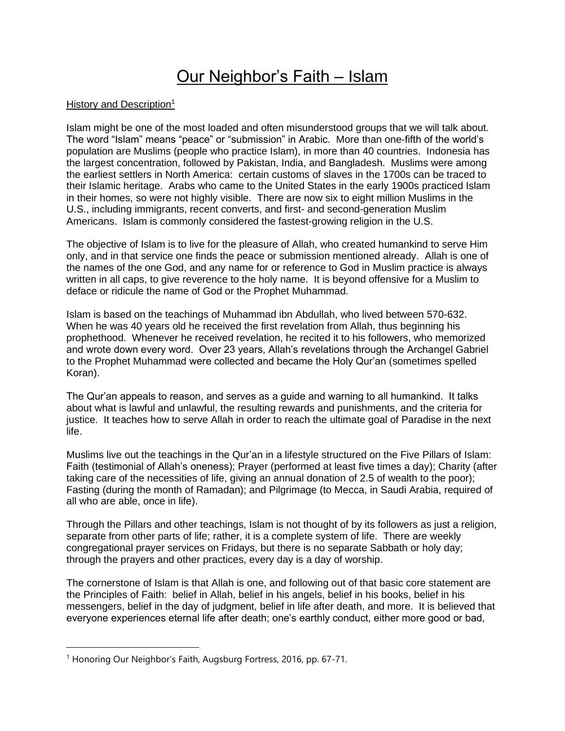# Our Neighbor's Faith – Islam

History and Description[1]

Islam might be one of the most loaded and often misunderstood groups that we will talk about. The word "Islam" means "peace" or "submission" in Arabic. More than one-fifth of the world's population are Muslims (people who practice Islam), in more than 40 countries. Indonesia has the largest concentration, followed by Pakistan, India, and Bangladesh. Muslims were among the earliest settlers in North America: certain customs of slaves in the 1700s can be traced to their Islamic heritage. Arabs who came to the United States in the early 1900s practiced Islam in their homes, so were not highly visible. There are now six to eight million Muslims in the U.S., including immigrants, recent converts, and first- and second-generation Muslim Americans. Islam is commonly considered the fastest-growing religion in the U.S.

The objective of Islam is to live for the pleasure of Allah, who created humankind to serve Him only, and in that service one finds the peace or submission mentioned already. Allah is one of the names of the one God, and any name for or reference to God in Muslim practice is always written in all caps, to give reverence to the holy name. It is beyond offensive for a Muslim to deface or ridicule the name of God or the Prophet Muhammad.

Islam is based on the teachings of Muhammad ibn Abdullah, who lived between 570-632. When he was 40 years old he received the first revelation from Allah, thus beginning his prophethood. Whenever he received revelation, he recited it to his followers, who memorized and wrote down every word. Over 23 years, Allah's revelations through the Archangel Gabriel to the Prophet Muhammad were collected and became the Holy Qur'an (sometimes spelled Koran).

The Qur'an appeals to reason, and serves as a guide and warning to all humankind. It talks about what is lawful and unlawful, the resulting rewards and punishments, and the criteria for justice. It teaches how to serve Allah in order to reach the ultimate goal of Paradise in the next life.

Muslims live out the teachings in the Qur'an in a lifestyle structured on the Five Pillars of Islam: Faith (testimonial of Allah's oneness); Prayer (performed at least five times a day); Charity (after taking care of the necessities of life, giving an annual donation of 2.5 of wealth to the poor); Fasting (during the month of Ramadan); and Pilgrimage (to Mecca, in Saudi Arabia, required of all who are able, once in life).

Through the Pillars and other teachings, Islam is not thought of by its followers as just a religion, separate from other parts of life; rather, it is a complete system of life. There are weekly congregational prayer services on Fridays, but there is no separate Sabbath or holy day; through the prayers and other practices, every day is a day of worship.

The cornerstone of Islam is that Allah is one, and following out of that basic core statement are the Principles of Faith: belief in Allah, belief in his angels, belief in his books, belief in his messengers, belief in the day of judgment, belief in life after death, and more. It is believed that everyone experiences eternal life after death; one's earthly conduct, either more good or bad,

---

[1] Honoring Our Neighbor's Faith, Augsburg Fortress, 2016, pp. 67-71.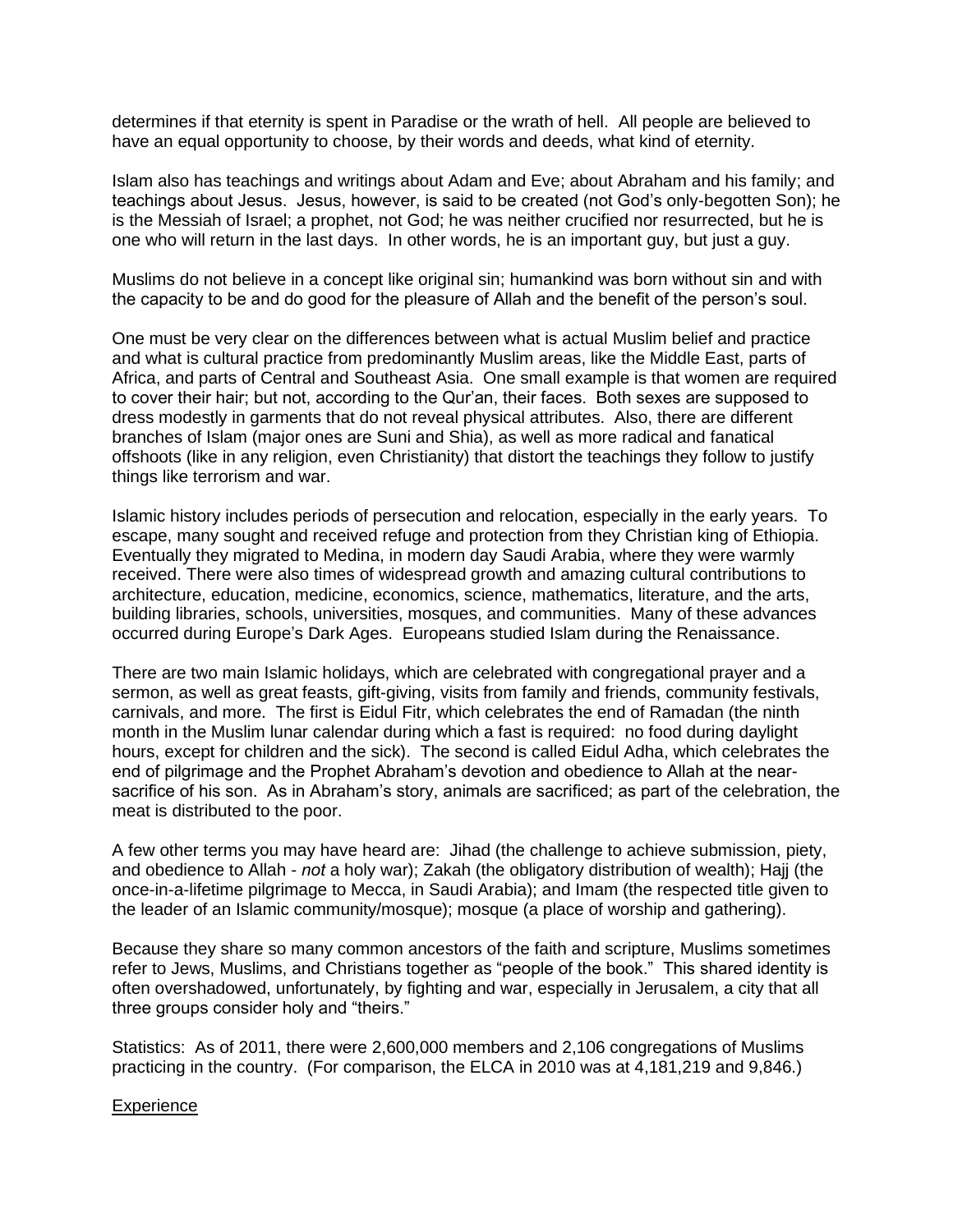determines if that eternity is spent in Paradise or the wrath of hell. All people are believed to have an equal opportunity to choose, by their words and deeds, what kind of eternity.

Islam also has teachings and writings about Adam and Eve; about Abraham and his family; and teachings about Jesus. Jesus, however, is said to be created (not God's only-begotten Son); he is the Messiah of Israel; a prophet, not God; he was neither crucified nor resurrected, but he is one who will return in the last days. In other words, he is an important guy, but just a guy.

Muslims do not believe in a concept like original sin; humankind was born without sin and with the capacity to be and do good for the pleasure of Allah and the benefit of the person's soul.

One must be very clear on the differences between what is actual Muslim belief and practice and what is cultural practice from predominantly Muslim areas, like the Middle East, parts of Africa, and parts of Central and Southeast Asia. One small example is that women are required to cover their hair; but not, according to the Qur'an, their faces. Both sexes are supposed to dress modestly in garments that do not reveal physical attributes. Also, there are different branches of Islam (major ones are Suni and Shia), as well as more radical and fanatical offshoots (like in any religion, even Christianity) that distort the teachings they follow to justify things like terrorism and war.

Islamic history includes periods of persecution and relocation, especially in the early years. To escape, many sought and received refuge and protection from they Christian king of Ethiopia. Eventually they migrated to Medina, in modern day Saudi Arabia, where they were warmly received. There were also times of widespread growth and amazing cultural contributions to architecture, education, medicine, economics, science, mathematics, literature, and the arts, building libraries, schools, universities, mosques, and communities. Many of these advances occurred during Europe's Dark Ages. Europeans studied Islam during the Renaissance.

There are two main Islamic holidays, which are celebrated with congregational prayer and a sermon, as well as great feasts, gift-giving, visits from family and friends, community festivals, carnivals, and more. The first is Eidul Fitr, which celebrates the end of Ramadan (the ninth month in the Muslim lunar calendar during which a fast is required: no food during daylight hours, except for children and the sick). The second is called Eidul Adha, which celebrates the end of pilgrimage and the Prophet Abraham's devotion and obedience to Allah at the near-sacrifice of his son. As in Abraham's story, animals are sacrificed; as part of the celebration, the meat is distributed to the poor.

A few other terms you may have heard are: Jihad (the challenge to achieve submission, piety, and obedience to Allah - *not* a holy war); Zakah (the obligatory distribution of wealth); Hajj (the once-in-a-lifetime pilgrimage to Mecca, in Saudi Arabia); and Imam (the respected title given to the leader of an Islamic community/mosque); mosque (a place of worship and gathering).

Because they share so many common ancestors of the faith and scripture, Muslims sometimes refer to Jews, Muslims, and Christians together as "people of the book." This shared identity is often overshadowed, unfortunately, by fighting and war, especially in Jerusalem, a city that all three groups consider holy and "theirs."

Statistics: As of 2011, there were 2,600,000 members and 2,106 congregations of Muslims practicing in the country. (For comparison, the ELCA in 2010 was at 4,181,219 and 9,846.)

<u>Experience</u>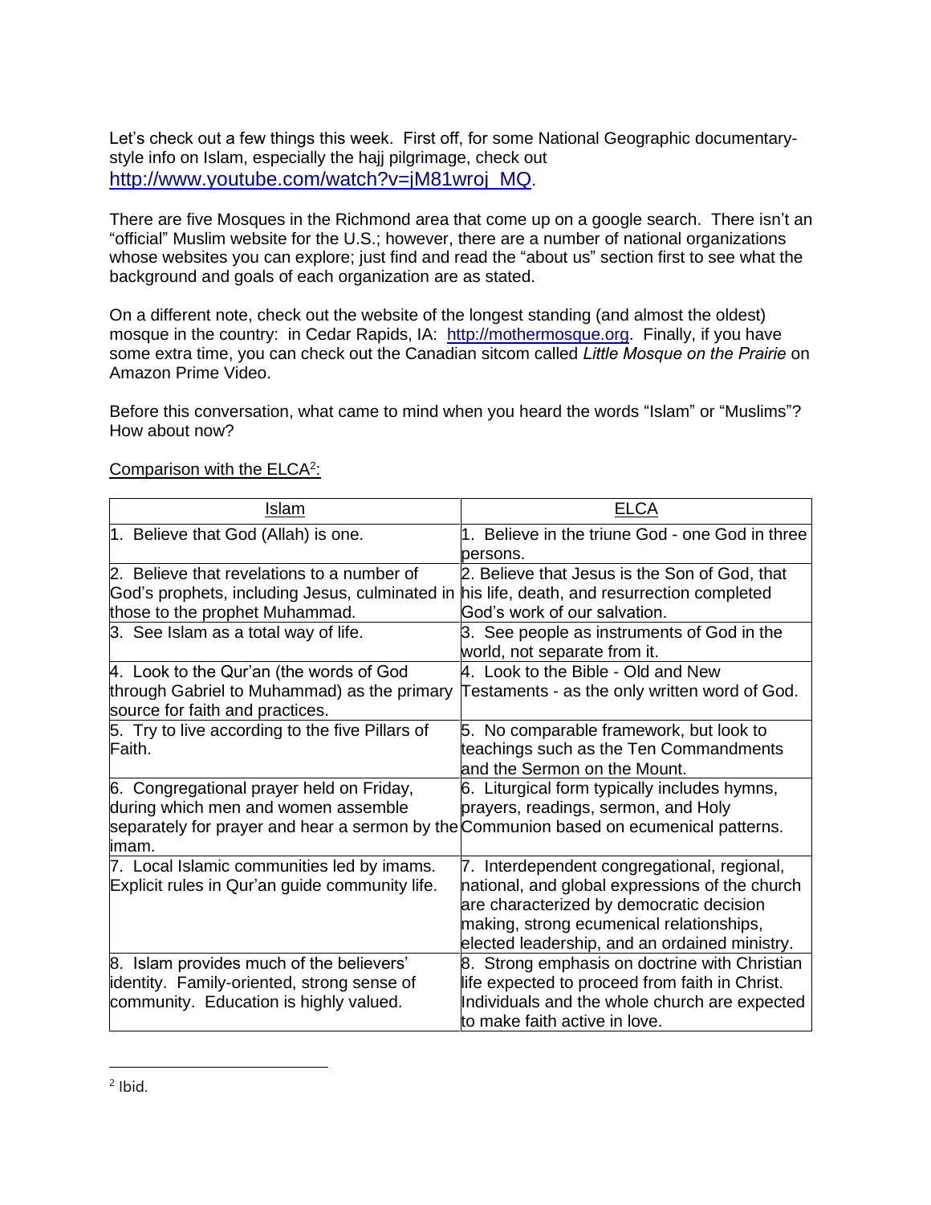Let's check out a few things this week. First off, for some National Geographic documentary-style info on Islam, especially the hajj pilgrimage, check out http://www.youtube.com/watch?v=jM81wroj_MQ.

There are five Mosques in the Richmond area that come up on a google search. There isn't an "official" Muslim website for the U.S.; however, there are a number of national organizations whose websites you can explore; just find and read the "about us" section first to see what the background and goals of each organization are as stated.

On a different note, check out the website of the longest standing (and almost the oldest) mosque in the country: in Cedar Rapids, IA: http://mothermosque.org. Finally, if you have some extra time, you can check out the Canadian sitcom called *Little Mosque on the Prairie* on Amazon Prime Video.

Before this conversation, what came to mind when you heard the words "Islam" or "Muslims"? How about now?

Comparison with the ELCA[2]:

| Islam | ELCA |
|---|---|
| 1. Believe that God (Allah) is one. | 1. Believe in the triune God - one God in three persons. |
| 2. Believe that revelations to a number of God's prophets, including Jesus, culminated in those to the prophet Muhammad. | 2. Believe that Jesus is the Son of God, that his life, death, and resurrection completed God's work of our salvation. |
| 3. See Islam as a total way of life. | 3. See people as instruments of God in the world, not separate from it. |
| 4. Look to the Qur'an (the words of God through Gabriel to Muhammad) as the primary source for faith and practices. | 4. Look to the Bible - Old and New Testaments - as the only written word of God. |
| 5. Try to live according to the five Pillars of Faith. | 5. No comparable framework, but look to teachings such as the Ten Commandments and the Sermon on the Mount. |
| 6. Congregational prayer held on Friday, during which men and women assemble separately for prayer and hear a sermon by the imam. | 6. Liturgical form typically includes hymns, prayers, readings, sermon, and Holy Communion based on ecumenical patterns. |
| 7. Local Islamic communities led by imams. Explicit rules in Qur'an guide community life. | 7. Interdependent congregational, regional, national, and global expressions of the church are characterized by democratic decision making, strong ecumenical relationships, elected leadership, and an ordained ministry. |
| 8. Islam provides much of the believers' identity. Family-oriented, strong sense of community. Education is highly valued. | 8. Strong emphasis on doctrine with Christian life expected to proceed from faith in Christ. Individuals and the whole church are expected to make faith active in love. |

[2] Ibid.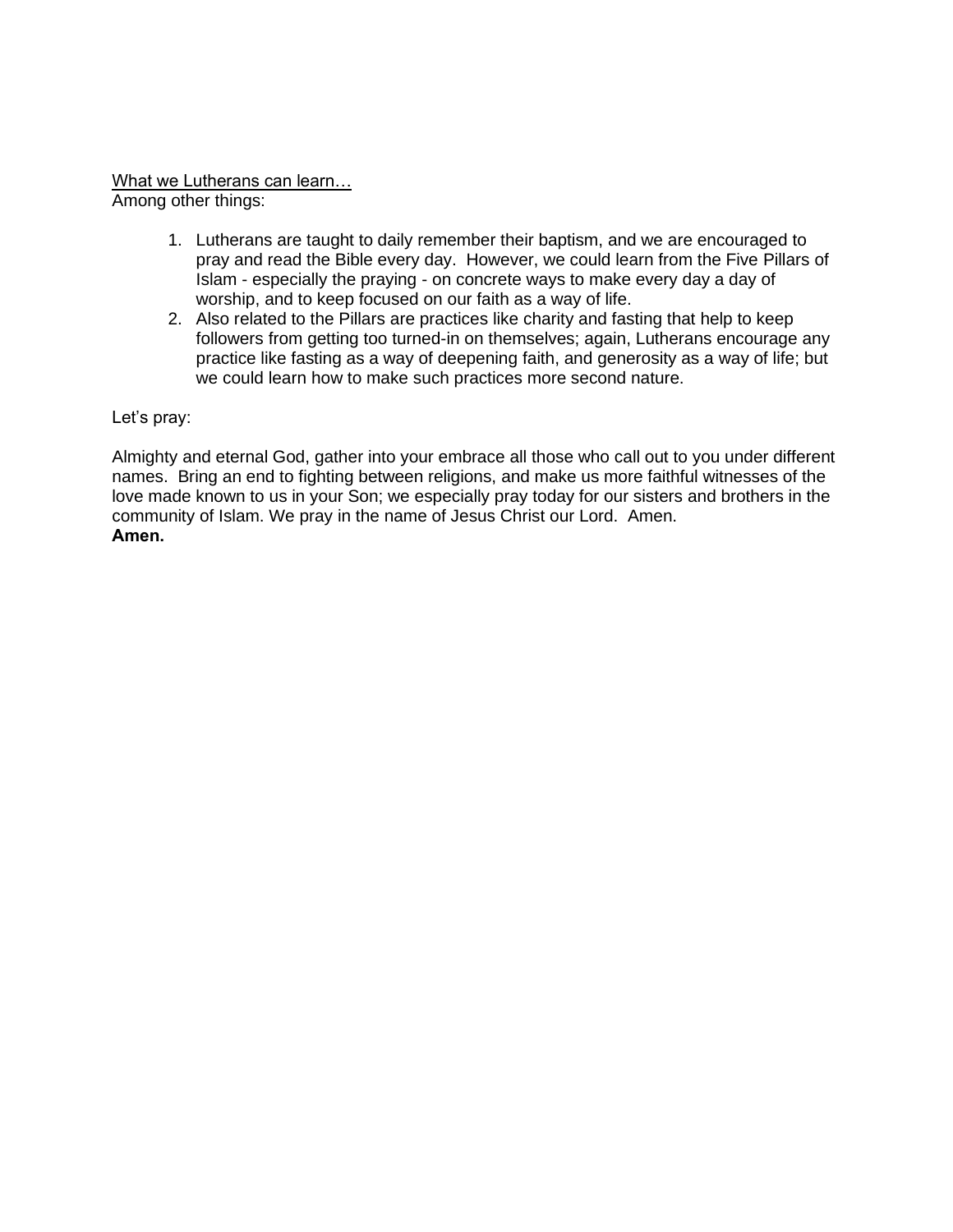<u>What we Lutherans can learn…</u>
Among other things:

1. Lutherans are taught to daily remember their baptism, and we are encouraged to pray and read the Bible every day. However, we could learn from the Five Pillars of Islam - especially the praying - on concrete ways to make every day a day of worship, and to keep focused on our faith as a way of life.
2. Also related to the Pillars are practices like charity and fasting that help to keep followers from getting too turned-in on themselves; again, Lutherans encourage any practice like fasting as a way of deepening faith, and generosity as a way of life; but we could learn how to make such practices more second nature.

Let's pray:

Almighty and eternal God, gather into your embrace all those who call out to you under different names. Bring an end to fighting between religions, and make us more faithful witnesses of the love made known to us in your Son; we especially pray today for our sisters and brothers in the community of Islam. We pray in the name of Jesus Christ our Lord. Amen.
**Amen.**